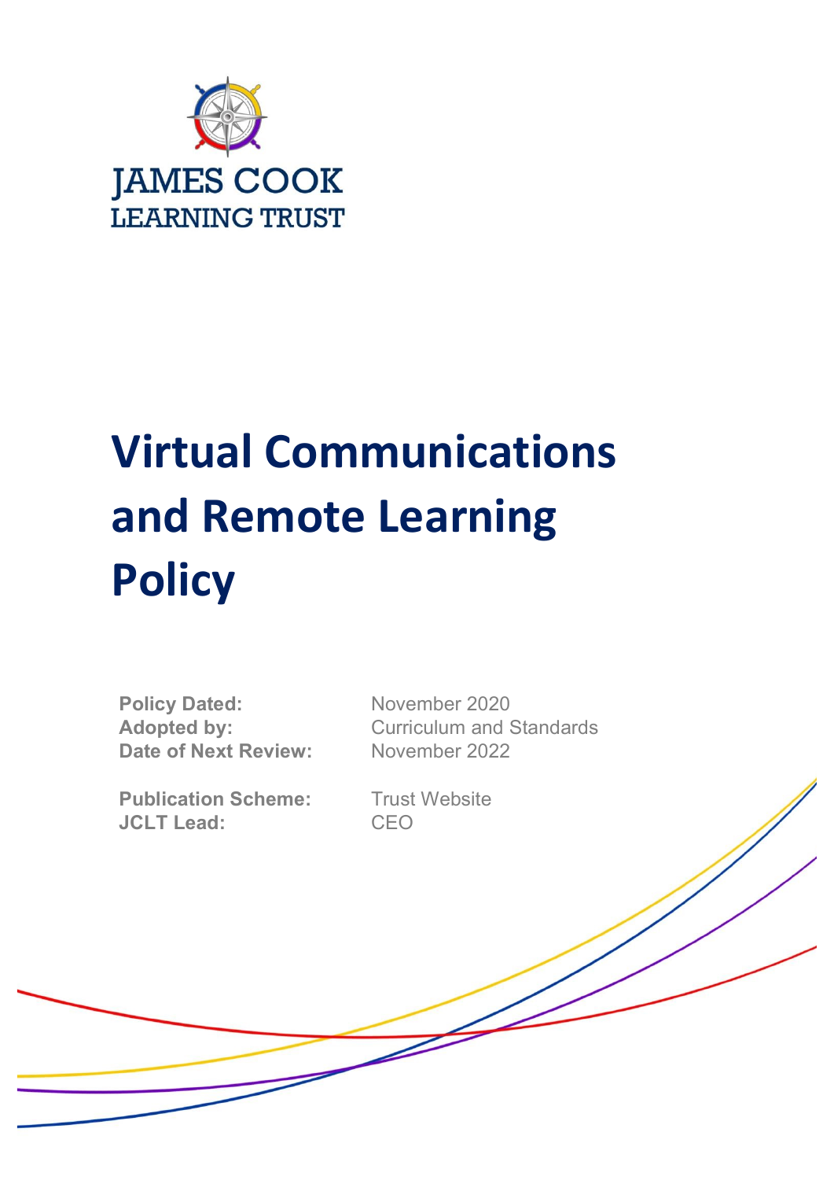JAMES COOK
LEARNING TRUST

# Virtual Communications and Remote Learning Policy

| | |
|---|---|
| **Policy Dated:** | November 2020 |
| **Adopted by:** | Curriculum and Standards |
| **Date of Next Review:** | November 2022 |
| **Publication Scheme:** | Trust Website |
| **JCLT Lead:** | CEO |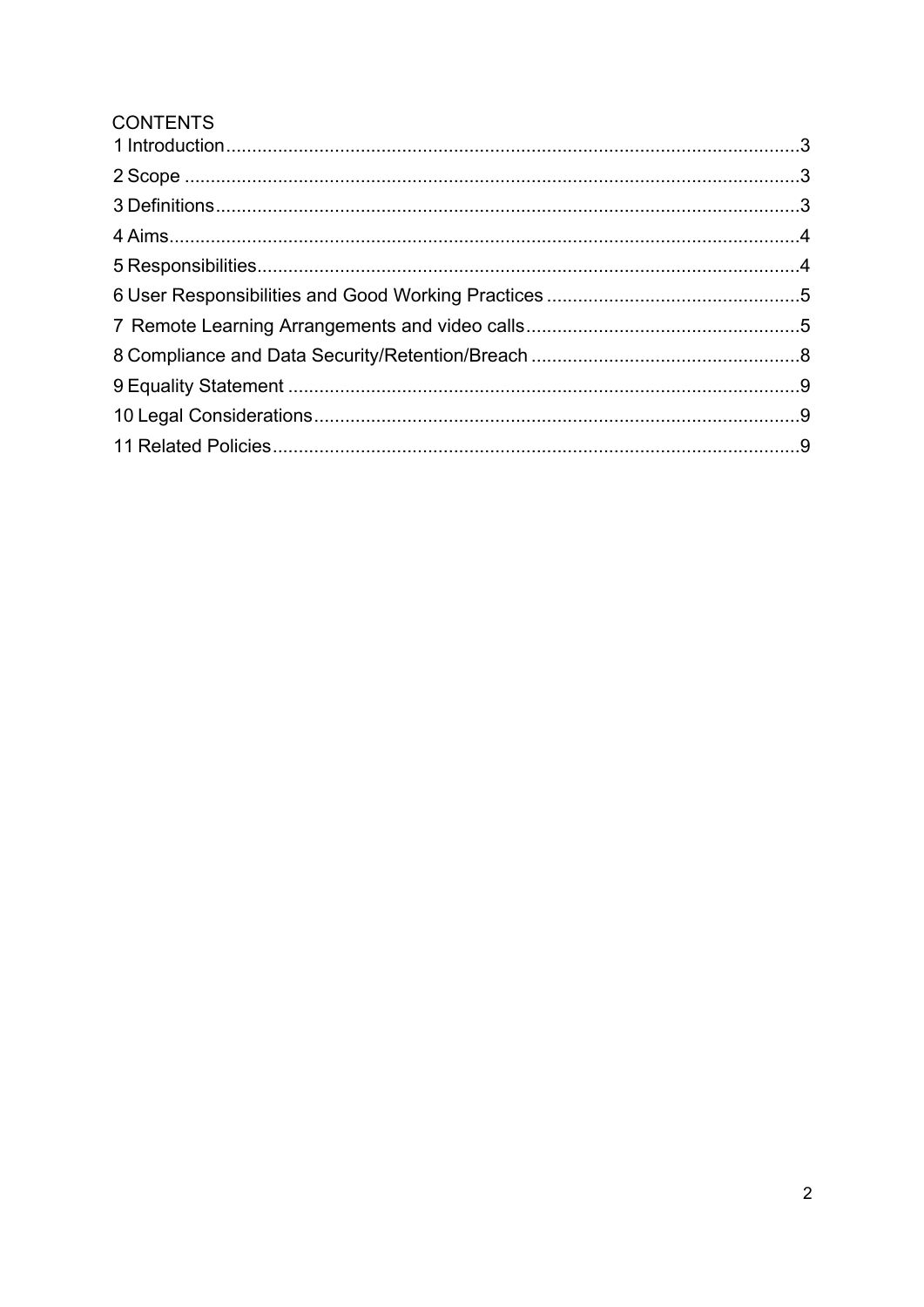# CONTENTS

1 Introduction....................3
2 Scope....................3
3 Definitions....................3
4 Aims....................4
5 Responsibilities....................4
6 User Responsibilities and Good Working Practices....................5
7 Remote Learning Arrangements and video calls....................5
8 Compliance and Data Security/Retention/Breach....................8
9 Equality Statement....................9
10 Legal Considerations....................9
11 Related Policies....................9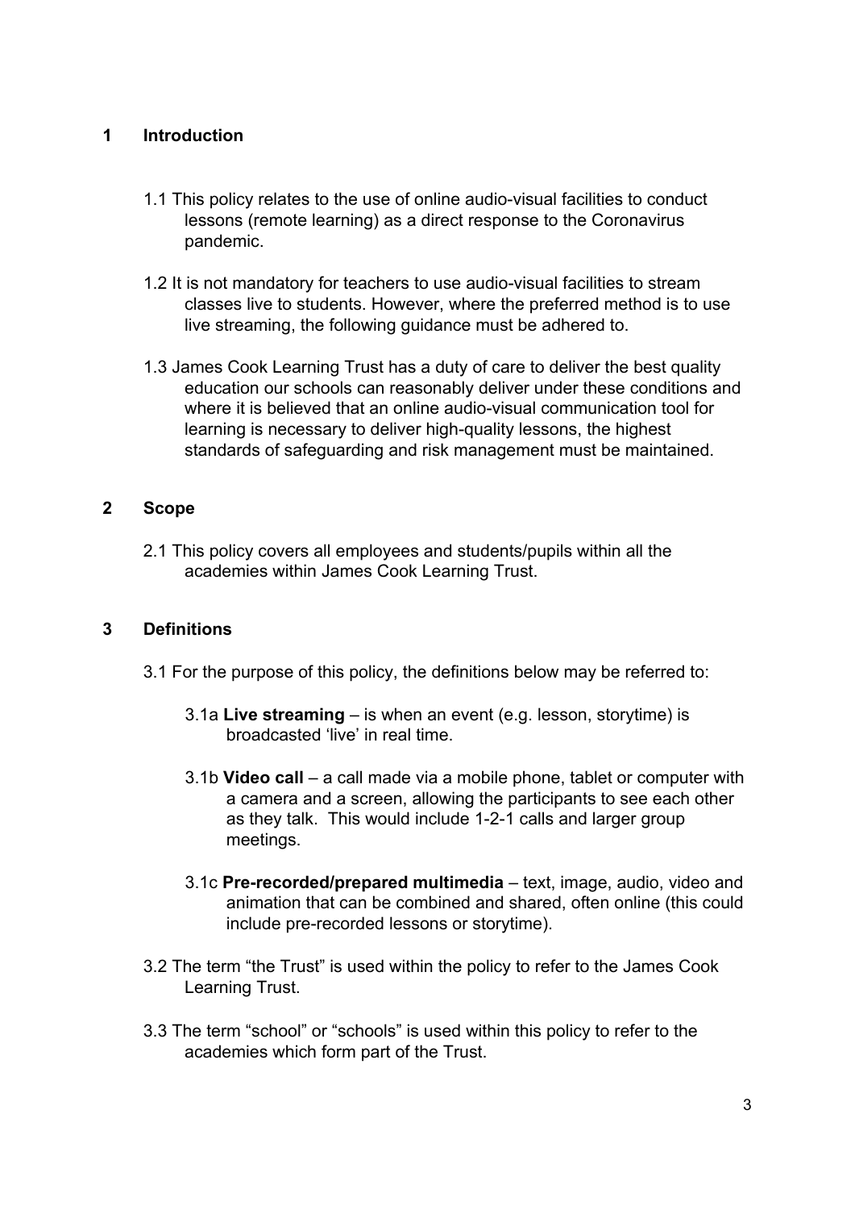## 1 Introduction

1.1 This policy relates to the use of online audio-visual facilities to conduct lessons (remote learning) as a direct response to the Coronavirus pandemic.

1.2 It is not mandatory for teachers to use audio-visual facilities to stream classes live to students. However, where the preferred method is to use live streaming, the following guidance must be adhered to.

1.3 James Cook Learning Trust has a duty of care to deliver the best quality education our schools can reasonably deliver under these conditions and where it is believed that an online audio-visual communication tool for learning is necessary to deliver high-quality lessons, the highest standards of safeguarding and risk management must be maintained.

## 2 Scope

2.1 This policy covers all employees and students/pupils within all the academies within James Cook Learning Trust.

## 3 Definitions

3.1 For the purpose of this policy, the definitions below may be referred to:

3.1a **Live streaming** – is when an event (e.g. lesson, storytime) is broadcasted 'live' in real time.

3.1b **Video call** – a call made via a mobile phone, tablet or computer with a camera and a screen, allowing the participants to see each other as they talk. This would include 1-2-1 calls and larger group meetings.

3.1c **Pre-recorded/prepared multimedia** – text, image, audio, video and animation that can be combined and shared, often online (this could include pre-recorded lessons or storytime).

3.2 The term "the Trust" is used within the policy to refer to the James Cook Learning Trust.

3.3 The term "school" or "schools" is used within this policy to refer to the academies which form part of the Trust.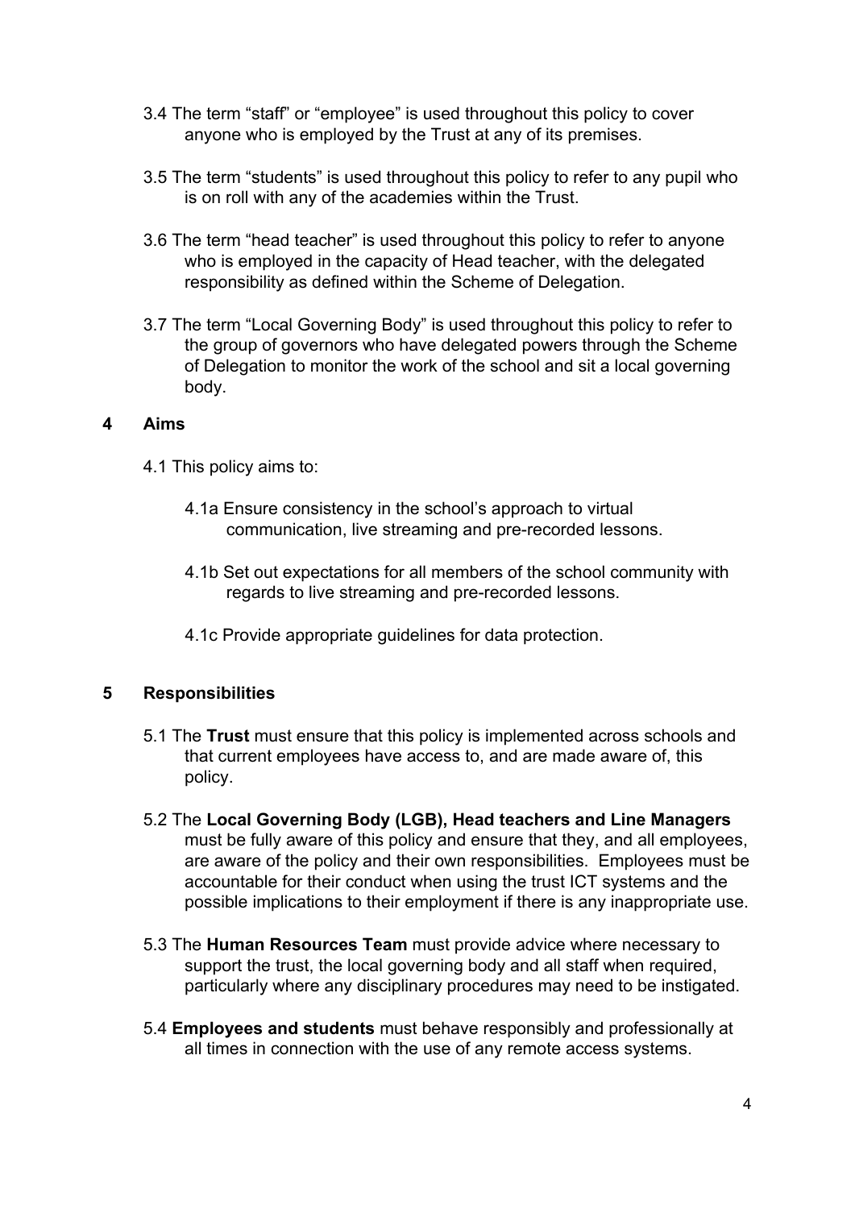3.4 The term "staff" or "employee" is used throughout this policy to cover anyone who is employed by the Trust at any of its premises.

3.5 The term "students" is used throughout this policy to refer to any pupil who is on roll with any of the academies within the Trust.

3.6 The term "head teacher" is used throughout this policy to refer to anyone who is employed in the capacity of Head teacher, with the delegated responsibility as defined within the Scheme of Delegation.

3.7 The term "Local Governing Body" is used throughout this policy to refer to the group of governors who have delegated powers through the Scheme of Delegation to monitor the work of the school and sit a local governing body.

## 4 Aims

4.1 This policy aims to:

4.1a Ensure consistency in the school's approach to virtual communication, live streaming and pre-recorded lessons.

4.1b Set out expectations for all members of the school community with regards to live streaming and pre-recorded lessons.

4.1c Provide appropriate guidelines for data protection.

## 5 Responsibilities

5.1 The **Trust** must ensure that this policy is implemented across schools and that current employees have access to, and are made aware of, this policy.

5.2 The **Local Governing Body (LGB), Head teachers and Line Managers** must be fully aware of this policy and ensure that they, and all employees, are aware of the policy and their own responsibilities. Employees must be accountable for their conduct when using the trust ICT systems and the possible implications to their employment if there is any inappropriate use.

5.3 The **Human Resources Team** must provide advice where necessary to support the trust, the local governing body and all staff when required, particularly where any disciplinary procedures may need to be instigated.

5.4 **Employees and students** must behave responsibly and professionally at all times in connection with the use of any remote access systems.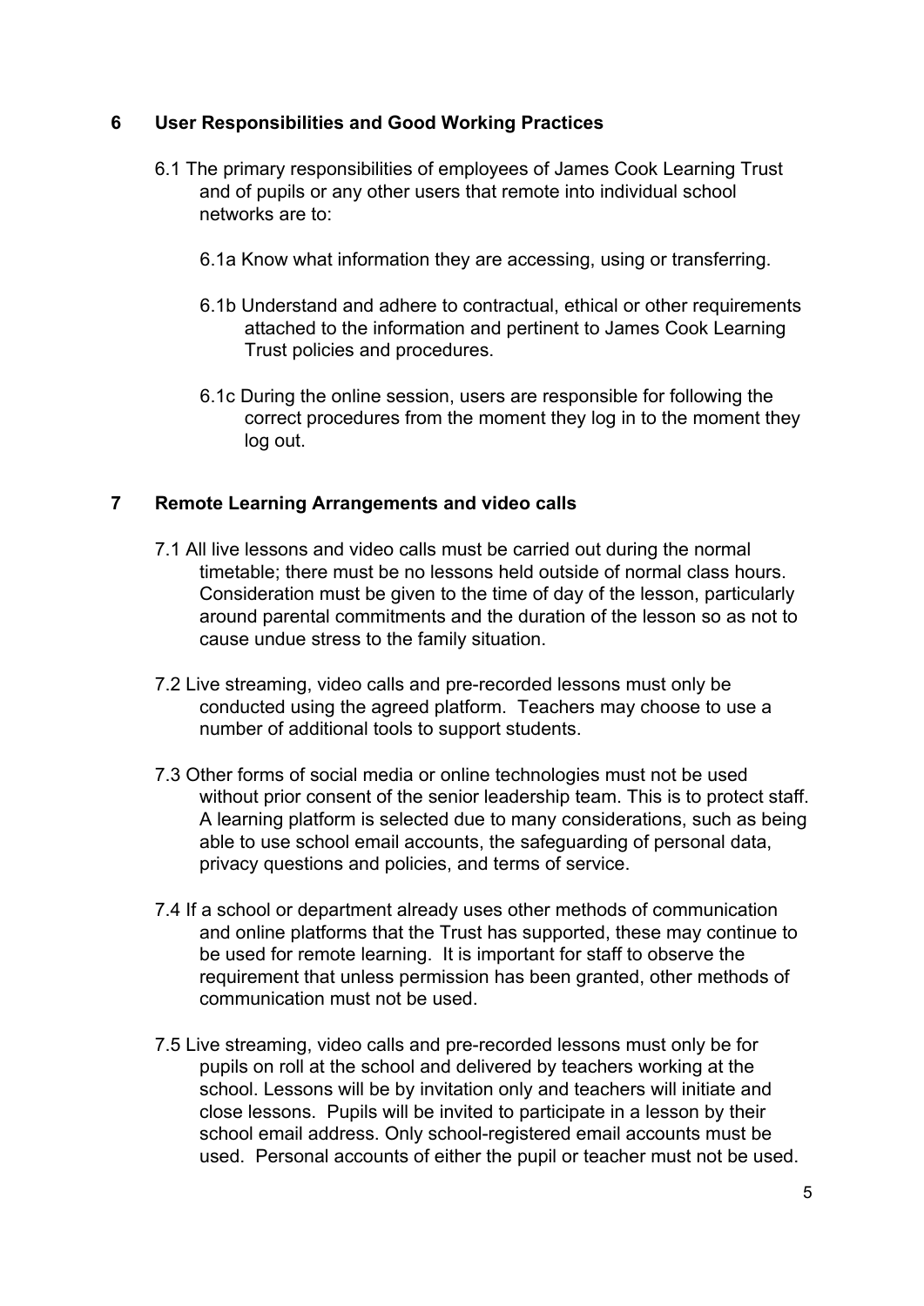## 6 User Responsibilities and Good Working Practices

6.1 The primary responsibilities of employees of James Cook Learning Trust and of pupils or any other users that remote into individual school networks are to:

6.1a Know what information they are accessing, using or transferring.

6.1b Understand and adhere to contractual, ethical or other requirements attached to the information and pertinent to James Cook Learning Trust policies and procedures.

6.1c During the online session, users are responsible for following the correct procedures from the moment they log in to the moment they log out.

## 7 Remote Learning Arrangements and video calls

7.1 All live lessons and video calls must be carried out during the normal timetable; there must be no lessons held outside of normal class hours. Consideration must be given to the time of day of the lesson, particularly around parental commitments and the duration of the lesson so as not to cause undue stress to the family situation.

7.2 Live streaming, video calls and pre-recorded lessons must only be conducted using the agreed platform. Teachers may choose to use a number of additional tools to support students.

7.3 Other forms of social media or online technologies must not be used without prior consent of the senior leadership team. This is to protect staff. A learning platform is selected due to many considerations, such as being able to use school email accounts, the safeguarding of personal data, privacy questions and policies, and terms of service.

7.4 If a school or department already uses other methods of communication and online platforms that the Trust has supported, these may continue to be used for remote learning. It is important for staff to observe the requirement that unless permission has been granted, other methods of communication must not be used.

7.5 Live streaming, video calls and pre-recorded lessons must only be for pupils on roll at the school and delivered by teachers working at the school. Lessons will be by invitation only and teachers will initiate and close lessons. Pupils will be invited to participate in a lesson by their school email address. Only school-registered email accounts must be used. Personal accounts of either the pupil or teacher must not be used.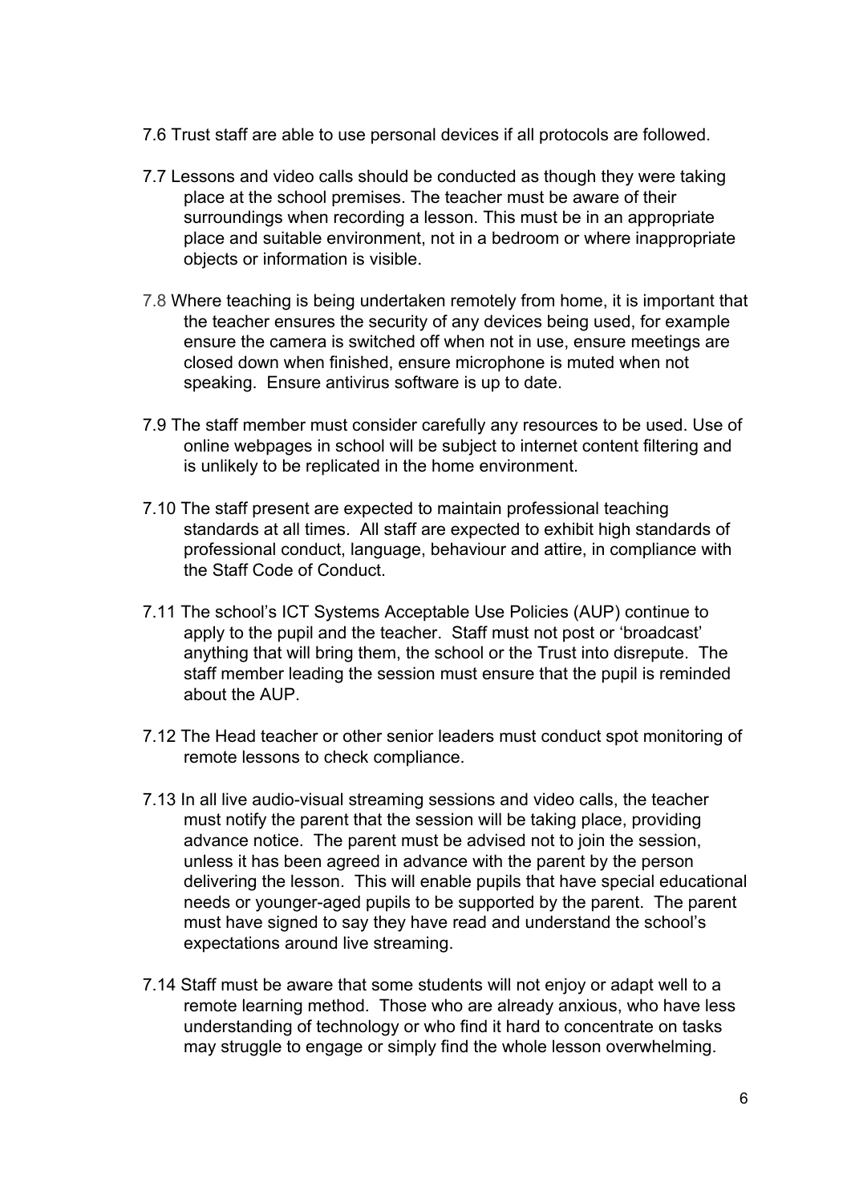7.6 Trust staff are able to use personal devices if all protocols are followed.

7.7 Lessons and video calls should be conducted as though they were taking place at the school premises. The teacher must be aware of their surroundings when recording a lesson. This must be in an appropriate place and suitable environment, not in a bedroom or where inappropriate objects or information is visible.

7.8 Where teaching is being undertaken remotely from home, it is important that the teacher ensures the security of any devices being used, for example ensure the camera is switched off when not in use, ensure meetings are closed down when finished, ensure microphone is muted when not speaking. Ensure antivirus software is up to date.

7.9 The staff member must consider carefully any resources to be used. Use of online webpages in school will be subject to internet content filtering and is unlikely to be replicated in the home environment.

7.10 The staff present are expected to maintain professional teaching standards at all times. All staff are expected to exhibit high standards of professional conduct, language, behaviour and attire, in compliance with the Staff Code of Conduct.

7.11 The school's ICT Systems Acceptable Use Policies (AUP) continue to apply to the pupil and the teacher. Staff must not post or 'broadcast' anything that will bring them, the school or the Trust into disrepute. The staff member leading the session must ensure that the pupil is reminded about the AUP.

7.12 The Head teacher or other senior leaders must conduct spot monitoring of remote lessons to check compliance.

7.13 In all live audio-visual streaming sessions and video calls, the teacher must notify the parent that the session will be taking place, providing advance notice. The parent must be advised not to join the session, unless it has been agreed in advance with the parent by the person delivering the lesson. This will enable pupils that have special educational needs or younger-aged pupils to be supported by the parent. The parent must have signed to say they have read and understand the school's expectations around live streaming.

7.14 Staff must be aware that some students will not enjoy or adapt well to a remote learning method. Those who are already anxious, who have less understanding of technology or who find it hard to concentrate on tasks may struggle to engage or simply find the whole lesson overwhelming.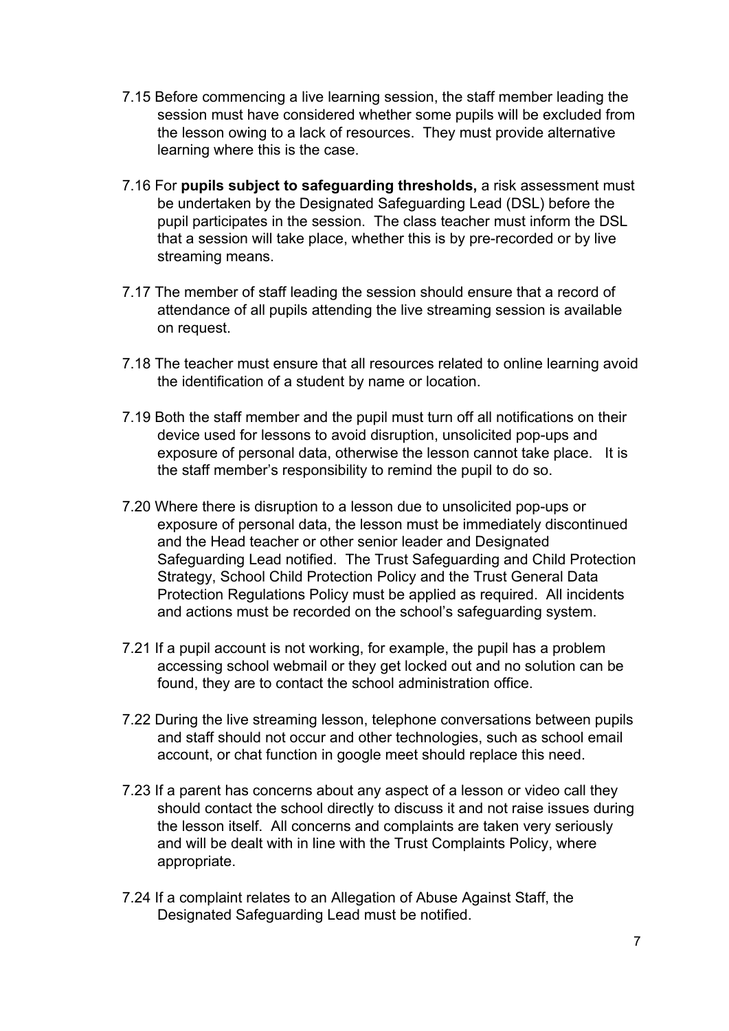7.15 Before commencing a live learning session, the staff member leading the session must have considered whether some pupils will be excluded from the lesson owing to a lack of resources. They must provide alternative learning where this is the case.

7.16 For **pupils subject to safeguarding thresholds,** a risk assessment must be undertaken by the Designated Safeguarding Lead (DSL) before the pupil participates in the session. The class teacher must inform the DSL that a session will take place, whether this is by pre-recorded or by live streaming means.

7.17 The member of staff leading the session should ensure that a record of attendance of all pupils attending the live streaming session is available on request.

7.18 The teacher must ensure that all resources related to online learning avoid the identification of a student by name or location.

7.19 Both the staff member and the pupil must turn off all notifications on their device used for lessons to avoid disruption, unsolicited pop-ups and exposure of personal data, otherwise the lesson cannot take place. It is the staff member's responsibility to remind the pupil to do so.

7.20 Where there is disruption to a lesson due to unsolicited pop-ups or exposure of personal data, the lesson must be immediately discontinued and the Head teacher or other senior leader and Designated Safeguarding Lead notified. The Trust Safeguarding and Child Protection Strategy, School Child Protection Policy and the Trust General Data Protection Regulations Policy must be applied as required. All incidents and actions must be recorded on the school's safeguarding system.

7.21 If a pupil account is not working, for example, the pupil has a problem accessing school webmail or they get locked out and no solution can be found, they are to contact the school administration office.

7.22 During the live streaming lesson, telephone conversations between pupils and staff should not occur and other technologies, such as school email account, or chat function in google meet should replace this need.

7.23 If a parent has concerns about any aspect of a lesson or video call they should contact the school directly to discuss it and not raise issues during the lesson itself. All concerns and complaints are taken very seriously and will be dealt with in line with the Trust Complaints Policy, where appropriate.

7.24 If a complaint relates to an Allegation of Abuse Against Staff, the Designated Safeguarding Lead must be notified.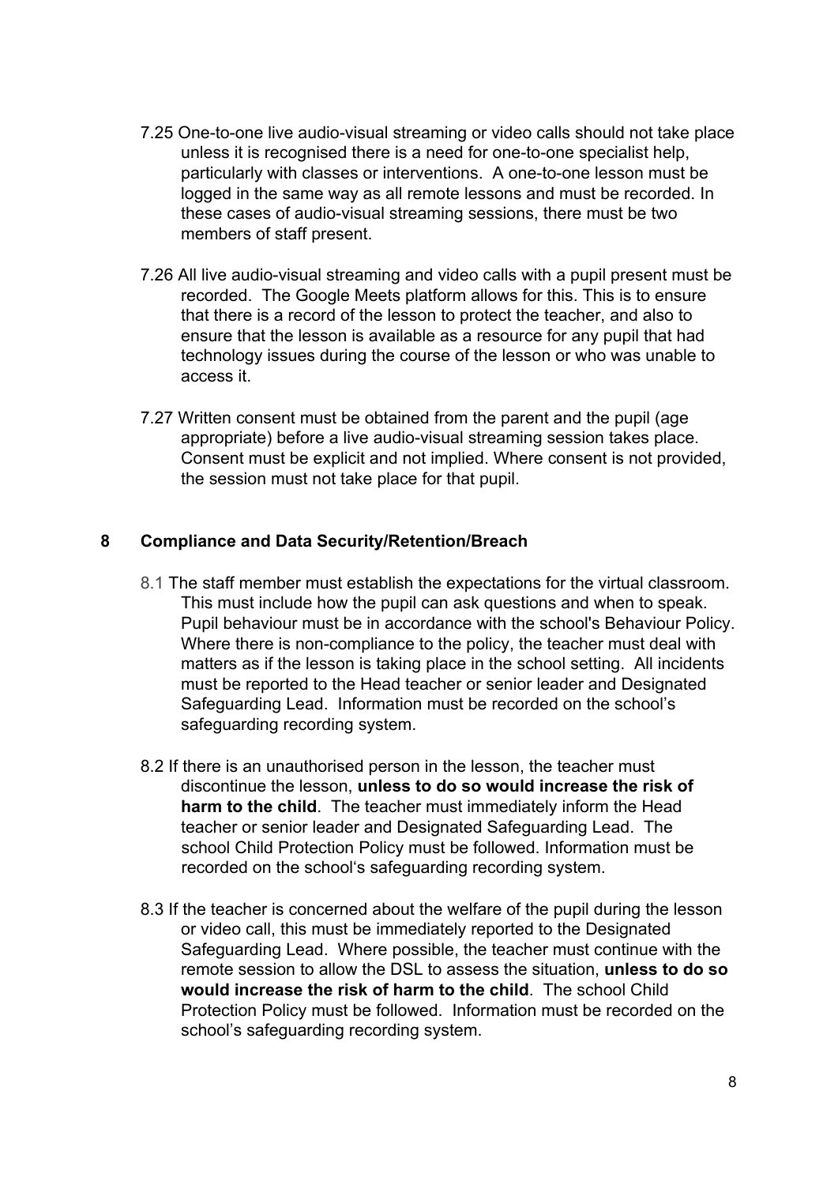7.25 One-to-one live audio-visual streaming or video calls should not take place unless it is recognised there is a need for one-to-one specialist help, particularly with classes or interventions. A one-to-one lesson must be logged in the same way as all remote lessons and must be recorded. In these cases of audio-visual streaming sessions, there must be two members of staff present.

7.26 All live audio-visual streaming and video calls with a pupil present must be recorded. The Google Meets platform allows for this. This is to ensure that there is a record of the lesson to protect the teacher, and also to ensure that the lesson is available as a resource for any pupil that had technology issues during the course of the lesson or who was unable to access it.

7.27 Written consent must be obtained from the parent and the pupil (age appropriate) before a live audio-visual streaming session takes place. Consent must be explicit and not implied. Where consent is not provided, the session must not take place for that pupil.

## 8 Compliance and Data Security/Retention/Breach

8.1 The staff member must establish the expectations for the virtual classroom. This must include how the pupil can ask questions and when to speak. Pupil behaviour must be in accordance with the school's Behaviour Policy. Where there is non-compliance to the policy, the teacher must deal with matters as if the lesson is taking place in the school setting. All incidents must be reported to the Head teacher or senior leader and Designated Safeguarding Lead. Information must be recorded on the school's safeguarding recording system.

8.2 If there is an unauthorised person in the lesson, the teacher must discontinue the lesson, **unless to do so would increase the risk of harm to the child**. The teacher must immediately inform the Head teacher or senior leader and Designated Safeguarding Lead. The school Child Protection Policy must be followed. Information must be recorded on the school's safeguarding recording system.

8.3 If the teacher is concerned about the welfare of the pupil during the lesson or video call, this must be immediately reported to the Designated Safeguarding Lead. Where possible, the teacher must continue with the remote session to allow the DSL to assess the situation, **unless to do so would increase the risk of harm to the child**. The school Child Protection Policy must be followed. Information must be recorded on the school's safeguarding recording system.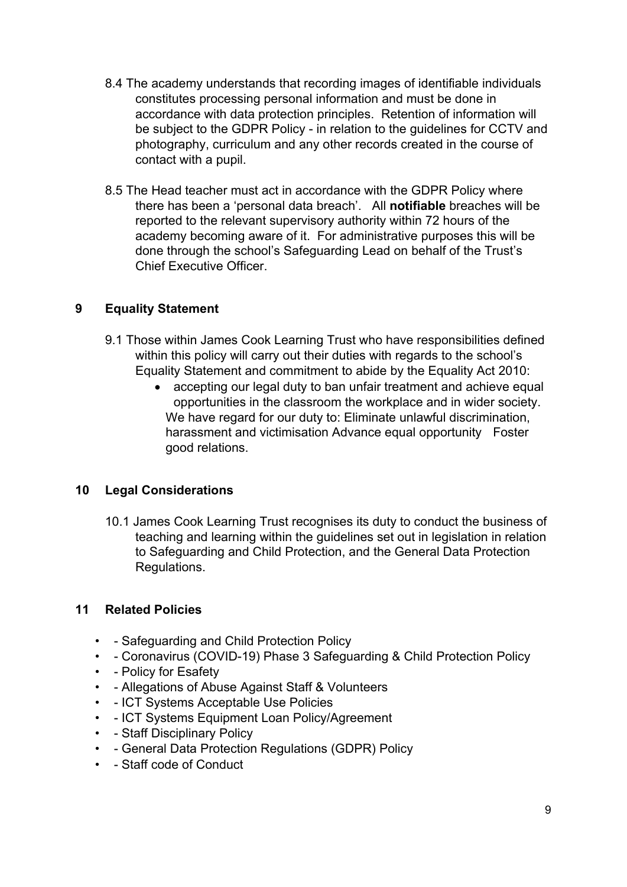8.4 The academy understands that recording images of identifiable individuals constitutes processing personal information and must be done in accordance with data protection principles. Retention of information will be subject to the GDPR Policy - in relation to the guidelines for CCTV and photography, curriculum and any other records created in the course of contact with a pupil.

8.5 The Head teacher must act in accordance with the GDPR Policy where there has been a 'personal data breach'. All **notifiable** breaches will be reported to the relevant supervisory authority within 72 hours of the academy becoming aware of it. For administrative purposes this will be done through the school's Safeguarding Lead on behalf of the Trust's Chief Executive Officer.

## 9 Equality Statement

9.1 Those within James Cook Learning Trust who have responsibilities defined within this policy will carry out their duties with regards to the school's Equality Statement and commitment to abide by the Equality Act 2010:

- accepting our legal duty to ban unfair treatment and achieve equal opportunities in the classroom the workplace and in wider society. We have regard for our duty to: Eliminate unlawful discrimination, harassment and victimisation Advance equal opportunity Foster good relations.

## 10 Legal Considerations

10.1 James Cook Learning Trust recognises its duty to conduct the business of teaching and learning within the guidelines set out in legislation in relation to Safeguarding and Child Protection, and the General Data Protection Regulations.

## 11 Related Policies

- - Safeguarding and Child Protection Policy
- - Coronavirus (COVID-19) Phase 3 Safeguarding & Child Protection Policy
- - Policy for Esafety
- - Allegations of Abuse Against Staff & Volunteers
- - ICT Systems Acceptable Use Policies
- - ICT Systems Equipment Loan Policy/Agreement
- - Staff Disciplinary Policy
- - General Data Protection Regulations (GDPR) Policy
- - Staff code of Conduct